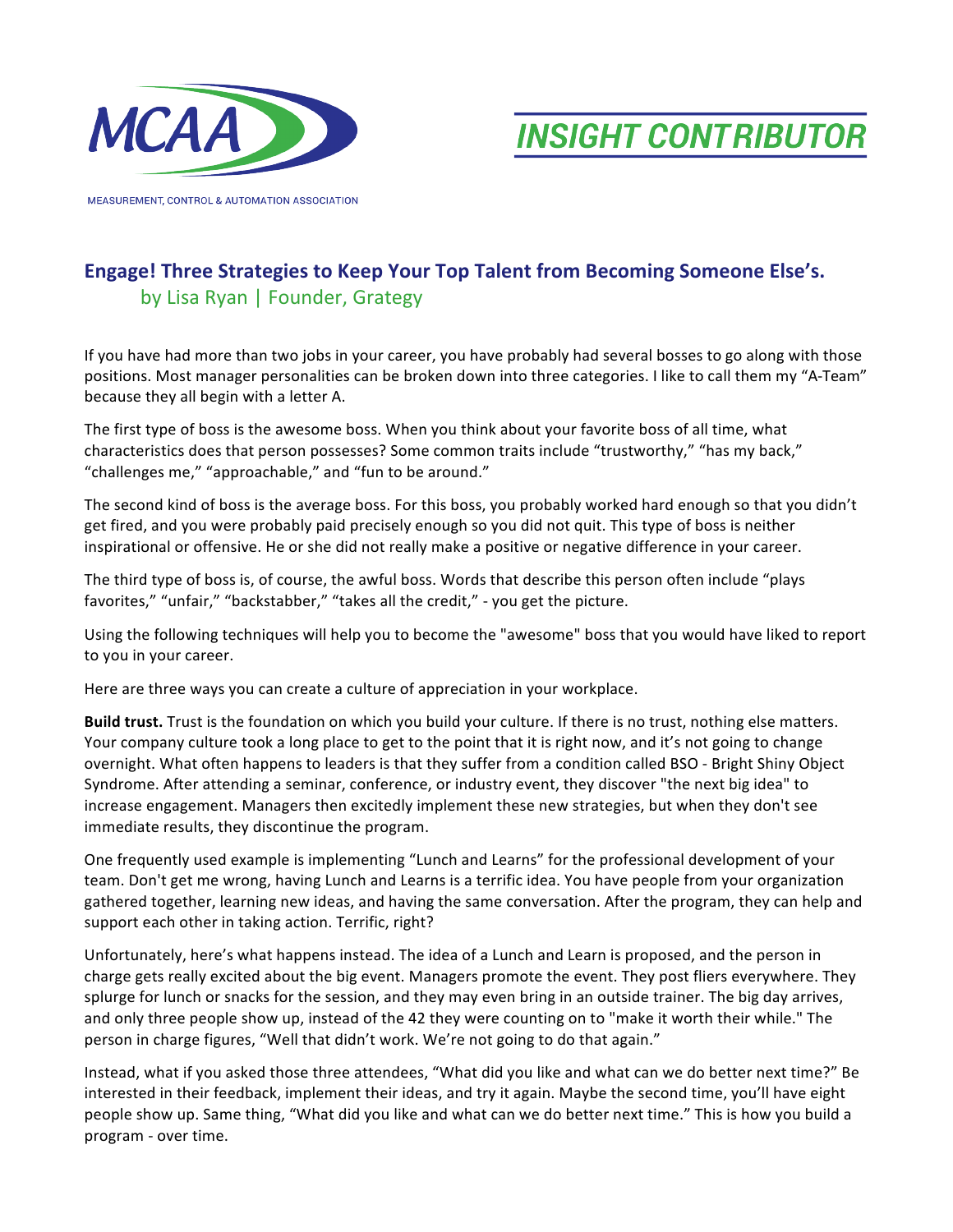MCAA

MEASUREMENT, CONTROL & AUTOMATION ASSOCIATION

INSIGHT CONTRIBUTOR

## Engage! Three Strategies to Keep Your Top Talent from Becoming Someone Else's.

by Lisa Ryan | Founder, Grategy

If you have had more than two jobs in your career, you have probably had several bosses to go along with those positions. Most manager personalities can be broken down into three categories. I like to call them my "A-Team" because they all begin with a letter A.

The first type of boss is the awesome boss. When you think about your favorite boss of all time, what characteristics does that person possesses? Some common traits include "trustworthy," "has my back," "challenges me," "approachable," and "fun to be around."

The second kind of boss is the average boss. For this boss, you probably worked hard enough so that you didn't get fired, and you were probably paid precisely enough so you did not quit. This type of boss is neither inspirational or offensive. He or she did not really make a positive or negative difference in your career.

The third type of boss is, of course, the awful boss. Words that describe this person often include "plays favorites," "unfair," "backstabber," "takes all the credit," - you get the picture.

Using the following techniques will help you to become the "awesome" boss that you would have liked to report to you in your career.

Here are three ways you can create a culture of appreciation in your workplace.

**Build trust.** Trust is the foundation on which you build your culture. If there is no trust, nothing else matters. Your company culture took a long place to get to the point that it is right now, and it's not going to change overnight. What often happens to leaders is that they suffer from a condition called BSO - Bright Shiny Object Syndrome. After attending a seminar, conference, or industry event, they discover "the next big idea" to increase engagement. Managers then excitedly implement these new strategies, but when they don't see immediate results, they discontinue the program.

One frequently used example is implementing "Lunch and Learns" for the professional development of your team. Don't get me wrong, having Lunch and Learns is a terrific idea. You have people from your organization gathered together, learning new ideas, and having the same conversation. After the program, they can help and support each other in taking action. Terrific, right?

Unfortunately, here's what happens instead. The idea of a Lunch and Learn is proposed, and the person in charge gets really excited about the big event. Managers promote the event. They post fliers everywhere. They splurge for lunch or snacks for the session, and they may even bring in an outside trainer. The big day arrives, and only three people show up, instead of the 42 they were counting on to "make it worth their while." The person in charge figures, "Well that didn't work. We're not going to do that again."

Instead, what if you asked those three attendees, "What did you like and what can we do better next time?" Be interested in their feedback, implement their ideas, and try it again. Maybe the second time, you'll have eight people show up. Same thing, "What did you like and what can we do better next time." This is how you build a program - over time.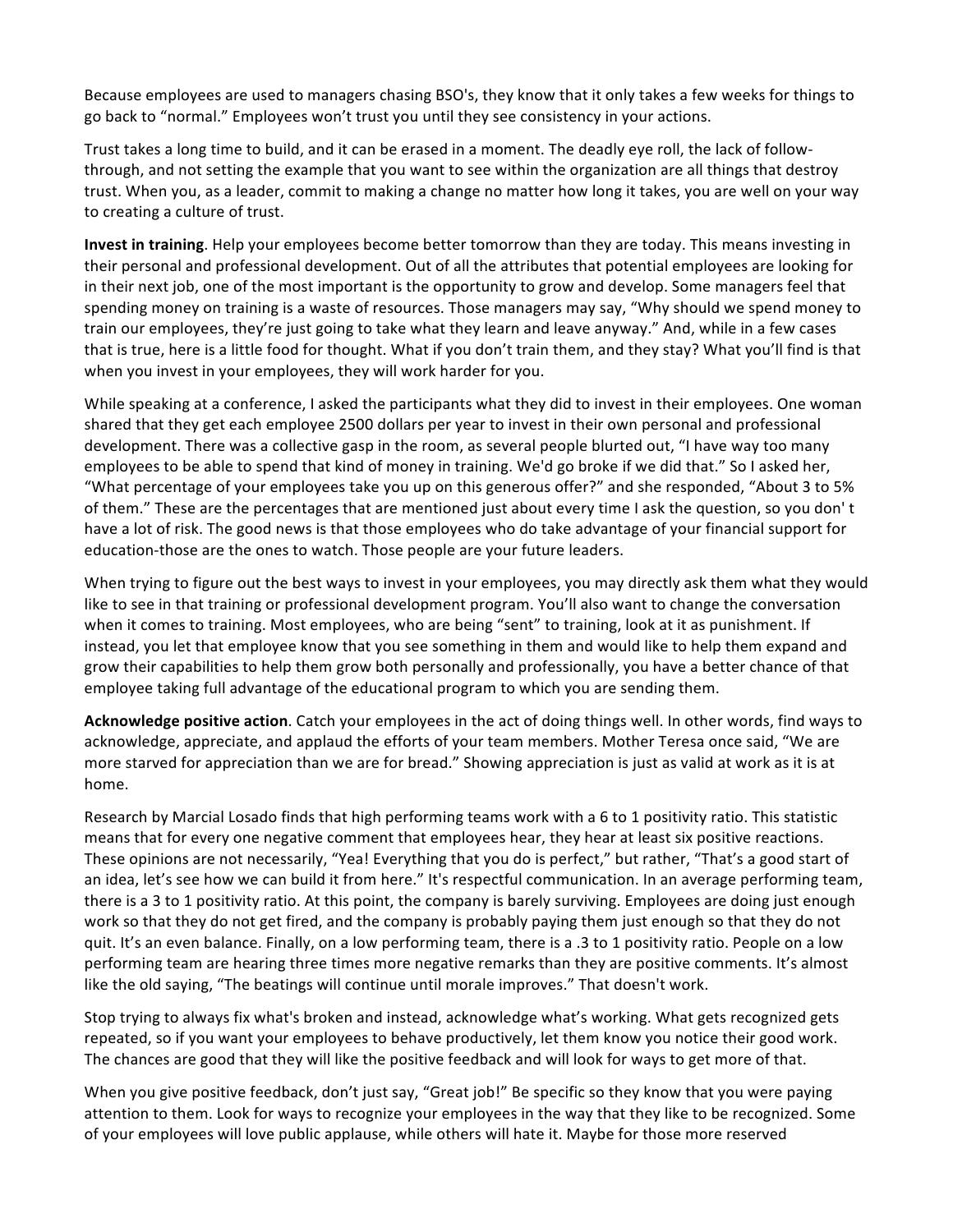Because employees are used to managers chasing BSO's, they know that it only takes a few weeks for things to go back to "normal." Employees won't trust you until they see consistency in your actions.

Trust takes a long time to build, and it can be erased in a moment. The deadly eye roll, the lack of follow-through, and not setting the example that you want to see within the organization are all things that destroy trust. When you, as a leader, commit to making a change no matter how long it takes, you are well on your way to creating a culture of trust.

**Invest in training**. Help your employees become better tomorrow than they are today. This means investing in their personal and professional development. Out of all the attributes that potential employees are looking for in their next job, one of the most important is the opportunity to grow and develop. Some managers feel that spending money on training is a waste of resources. Those managers may say, "Why should we spend money to train our employees, they're just going to take what they learn and leave anyway." And, while in a few cases that is true, here is a little food for thought. What if you don't train them, and they stay? What you'll find is that when you invest in your employees, they will work harder for you.

While speaking at a conference, I asked the participants what they did to invest in their employees. One woman shared that they get each employee 2500 dollars per year to invest in their own personal and professional development. There was a collective gasp in the room, as several people blurted out, "I have way too many employees to be able to spend that kind of money in training. We'd go broke if we did that." So I asked her, "What percentage of your employees take you up on this generous offer?" and she responded, "About 3 to 5% of them." These are the percentages that are mentioned just about every time I ask the question, so you don' t have a lot of risk. The good news is that those employees who do take advantage of your financial support for education-those are the ones to watch. Those people are your future leaders.

When trying to figure out the best ways to invest in your employees, you may directly ask them what they would like to see in that training or professional development program. You'll also want to change the conversation when it comes to training. Most employees, who are being "sent" to training, look at it as punishment. If instead, you let that employee know that you see something in them and would like to help them expand and grow their capabilities to help them grow both personally and professionally, you have a better chance of that employee taking full advantage of the educational program to which you are sending them.

**Acknowledge positive action**. Catch your employees in the act of doing things well. In other words, find ways to acknowledge, appreciate, and applaud the efforts of your team members. Mother Teresa once said, "We are more starved for appreciation than we are for bread." Showing appreciation is just as valid at work as it is at home.

Research by Marcial Losado finds that high performing teams work with a 6 to 1 positivity ratio. This statistic means that for every one negative comment that employees hear, they hear at least six positive reactions. These opinions are not necessarily, "Yea! Everything that you do is perfect," but rather, "That's a good start of an idea, let's see how we can build it from here." It's respectful communication. In an average performing team, there is a 3 to 1 positivity ratio. At this point, the company is barely surviving. Employees are doing just enough work so that they do not get fired, and the company is probably paying them just enough so that they do not quit. It's an even balance. Finally, on a low performing team, there is a .3 to 1 positivity ratio. People on a low performing team are hearing three times more negative remarks than they are positive comments. It's almost like the old saying, "The beatings will continue until morale improves." That doesn't work.

Stop trying to always fix what's broken and instead, acknowledge what's working. What gets recognized gets repeated, so if you want your employees to behave productively, let them know you notice their good work. The chances are good that they will like the positive feedback and will look for ways to get more of that.

When you give positive feedback, don't just say, "Great job!" Be specific so they know that you were paying attention to them. Look for ways to recognize your employees in the way that they like to be recognized. Some of your employees will love public applause, while others will hate it. Maybe for those more reserved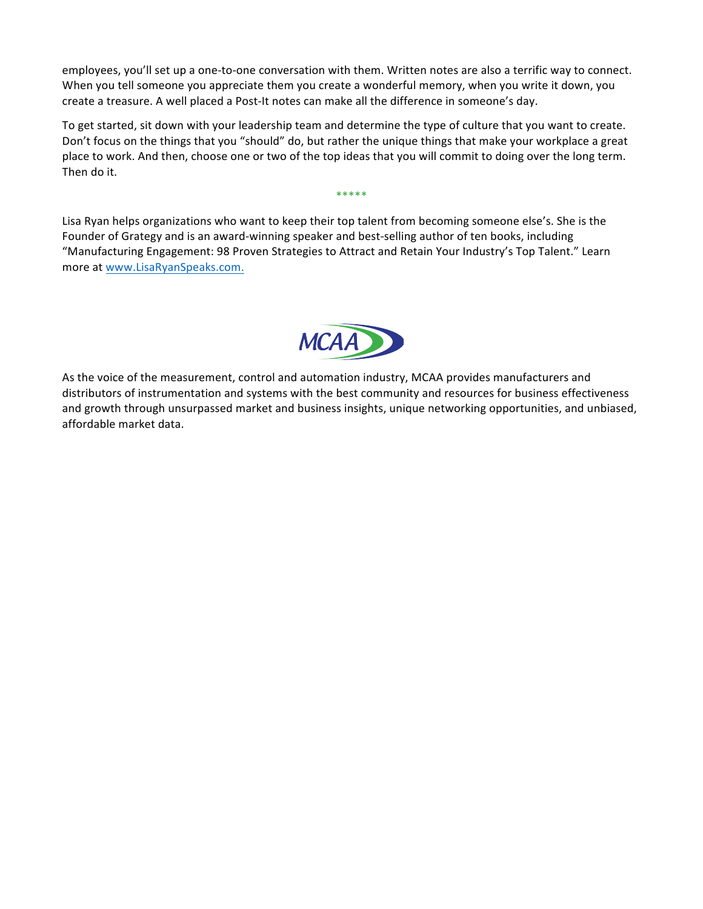employees, you'll set up a one-to-one conversation with them. Written notes are also a terrific way to connect. When you tell someone you appreciate them you create a wonderful memory, when you write it down, you create a treasure. A well placed a Post-It notes can make all the difference in someone's day.

To get started, sit down with your leadership team and determine the type of culture that you want to create. Don't focus on the things that you "should" do, but rather the unique things that make your workplace a great place to work. And then, choose one or two of the top ideas that you will commit to doing over the long term. Then do it.

*****

Lisa Ryan helps organizations who want to keep their top talent from becoming someone else's. She is the Founder of Grategy and is an award-winning speaker and best-selling author of ten books, including "Manufacturing Engagement: 98 Proven Strategies to Attract and Retain Your Industry's Top Talent." Learn more at [www.LisaRyanSpeaks.com.](http://www.LisaRyanSpeaks.com)

MCAA

As the voice of the measurement, control and automation industry, MCAA provides manufacturers and distributors of instrumentation and systems with the best community and resources for business effectiveness and growth through unsurpassed market and business insights, unique networking opportunities, and unbiased, affordable market data.